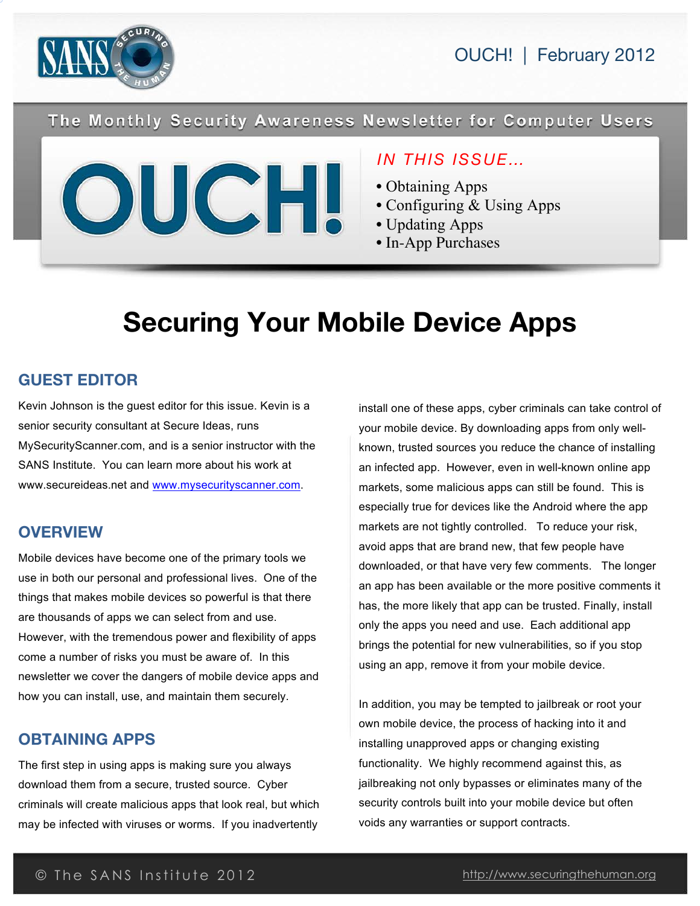# OUCH! | February 2012

The Monthly Security Awareness Newsletter for Computer Users

*IN THIS ISSUE...*

- Obtaining Apps
- Configuring & Using Apps
- Updating Apps
- In-App Purchases

# Securing Your Mobile Device Apps

## GUEST EDITOR

Kevin Johnson is the guest editor for this issue. Kevin is a senior security consultant at Secure Ideas, runs MySecurityScanner.com, and is a senior instructor with the SANS Institute. You can learn more about his work at www.secureideas.net and [www.mysecurityscanner.com](http://www.mysecurityscanner.com).

## OVERVIEW

Mobile devices have become one of the primary tools we use in both our personal and professional lives. One of the things that makes mobile devices so powerful is that there are thousands of apps we can select from and use. However, with the tremendous power and flexibility of apps come a number of risks you must be aware of. In this newsletter we cover the dangers of mobile device apps and how you can install, use, and maintain them securely.

## OBTAINING APPS

The first step in using apps is making sure you always download them from a secure, trusted source. Cyber criminals will create malicious apps that look real, but which may be infected with viruses or worms. If you inadvertently install one of these apps, cyber criminals can take control of your mobile device. By downloading apps from only well-known, trusted sources you reduce the chance of installing an infected app. However, even in well-known online app markets, some malicious apps can still be found. This is especially true for devices like the Android where the app markets are not tightly controlled. To reduce your risk, avoid apps that are brand new, that few people have downloaded, or that have very few comments. The longer an app has been available or the more positive comments it has, the more likely that app can be trusted. Finally, install only the apps you need and use. Each additional app brings the potential for new vulnerabilities, so if you stop using an app, remove it from your mobile device.

In addition, you may be tempted to jailbreak or root your own mobile device, the process of hacking into it and installing unapproved apps or changing existing functionality. We highly recommend against this, as jailbreaking not only bypasses or eliminates many of the security controls built into your mobile device but often voids any warranties or support contracts.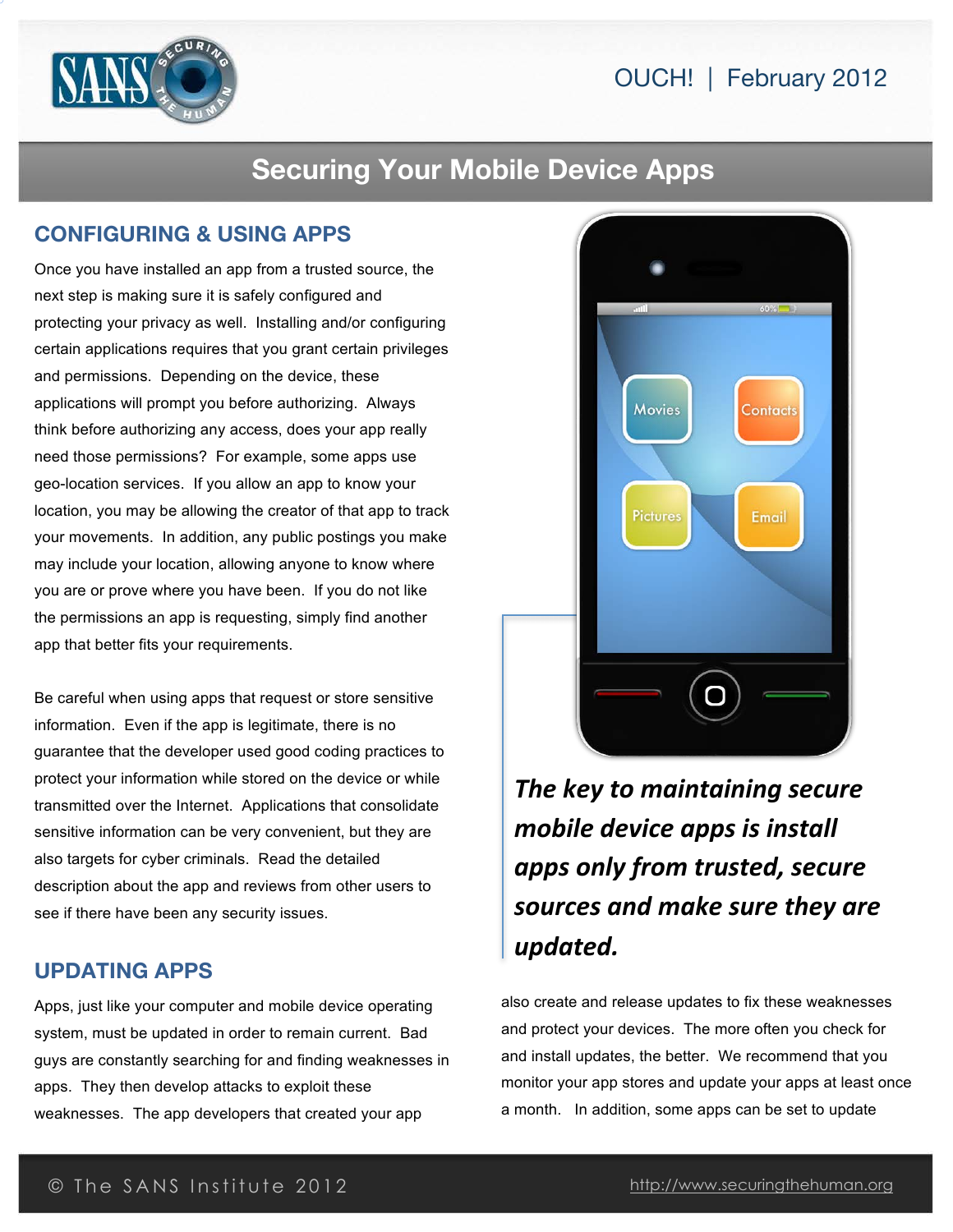# Securing Your Mobile Device Apps

## CONFIGURING & USING APPS

Once you have installed an app from a trusted source, the next step is making sure it is safely configured and protecting your privacy as well. Installing and/or configuring certain applications requires that you grant certain privileges and permissions. Depending on the device, these applications will prompt you before authorizing. Always think before authorizing any access, does your app really need those permissions? For example, some apps use geo-location services. If you allow an app to know your location, you may be allowing the creator of that app to track your movements. In addition, any public postings you make may include your location, allowing anyone to know where you are or prove where you have been. If you do not like the permissions an app is requesting, simply find another app that better fits your requirements.

Be careful when using apps that request or store sensitive information. Even if the app is legitimate, there is no guarantee that the developer used good coding practices to protect your information while stored on the device or while transmitted over the Internet. Applications that consolidate sensitive information can be very convenient, but they are also targets for cyber criminals. Read the detailed description about the app and reviews from other users to see if there have been any security issues.

***The key to maintaining secure mobile device apps is install apps only from trusted, secure sources and make sure they are updated.***

## UPDATING APPS

Apps, just like your computer and mobile device operating system, must be updated in order to remain current. Bad guys are constantly searching for and finding weaknesses in apps. They then develop attacks to exploit these weaknesses. The app developers that created your app also create and release updates to fix these weaknesses and protect your devices. The more often you check for and install updates, the better. We recommend that you monitor your app stores and update your apps at least once a month. In addition, some apps can be set to update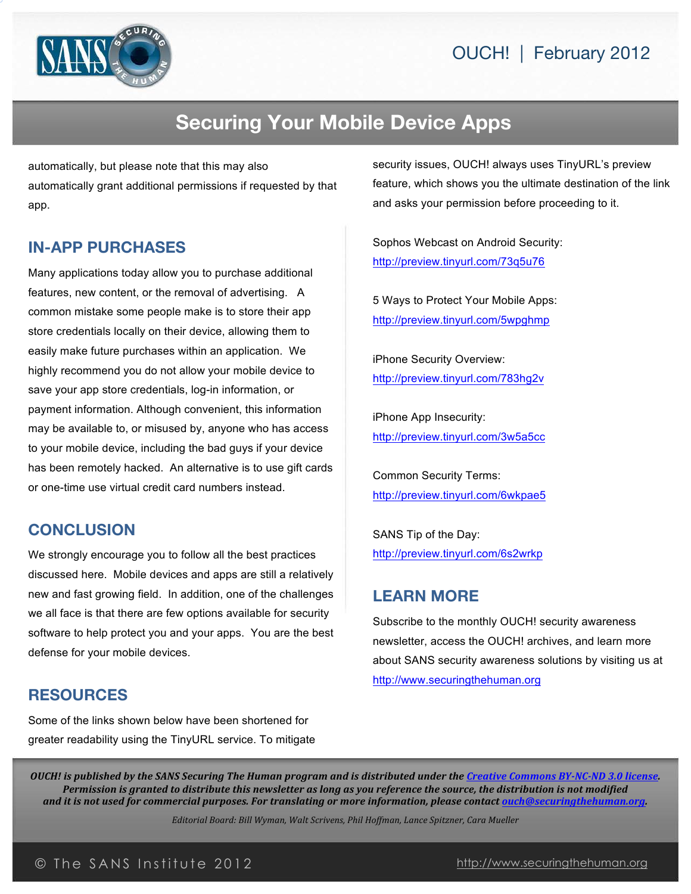automatically, but please note that this may also automatically grant additional permissions if requested by that app.

## IN-APP PURCHASES

Many applications today allow you to purchase additional features, new content, or the removal of advertising. A common mistake some people make is to store their app store credentials locally on their device, allowing them to easily make future purchases within an application. We highly recommend you do not allow your mobile device to save your app store credentials, log-in information, or payment information. Although convenient, this information may be available to, or misused by, anyone who has access to your mobile device, including the bad guys if your device has been remotely hacked. An alternative is to use gift cards or one-time use virtual credit card numbers instead.

## CONCLUSION

We strongly encourage you to follow all the best practices discussed here. Mobile devices and apps are still a relatively new and fast growing field. In addition, one of the challenges we all face is that there are few options available for security software to help protect you and your apps. You are the best defense for your mobile devices.

## RESOURCES

Some of the links shown below have been shortened for greater readability using the TinyURL service. To mitigate security issues, OUCH! always uses TinyURL's preview feature, which shows you the ultimate destination of the link and asks your permission before proceeding to it.

Sophos Webcast on Android Security:
http://preview.tinyurl.com/73q5u76

5 Ways to Protect Your Mobile Apps:
http://preview.tinyurl.com/5wpghmp

iPhone Security Overview:
http://preview.tinyurl.com/783hg2v

iPhone App Insecurity:
http://preview.tinyurl.com/3w5a5cc

Common Security Terms:
http://preview.tinyurl.com/6wkpae5

SANS Tip of the Day:
http://preview.tinyurl.com/6s2wrkp

## LEARN MORE

Subscribe to the monthly OUCH! security awareness newsletter, access the OUCH! archives, and learn more about SANS security awareness solutions by visiting us at http://www.securingthehuman.org

***OUCH! is published by the SANS Securing The Human program and is distributed under the Creative Commons BY-NC-ND 3.0 license. Permission is granted to distribute this newsletter as long as you reference the source, the distribution is not modified and it is not used for commercial purposes. For translating or more information, please contact ouch@securingthehuman.org.***

*Editorial Board: Bill Wyman, Walt Scrivens, Phil Hoffman, Lance Spitzner, Cara Mueller*

© The SANS Institute 2012 http://www.securingthehuman.org